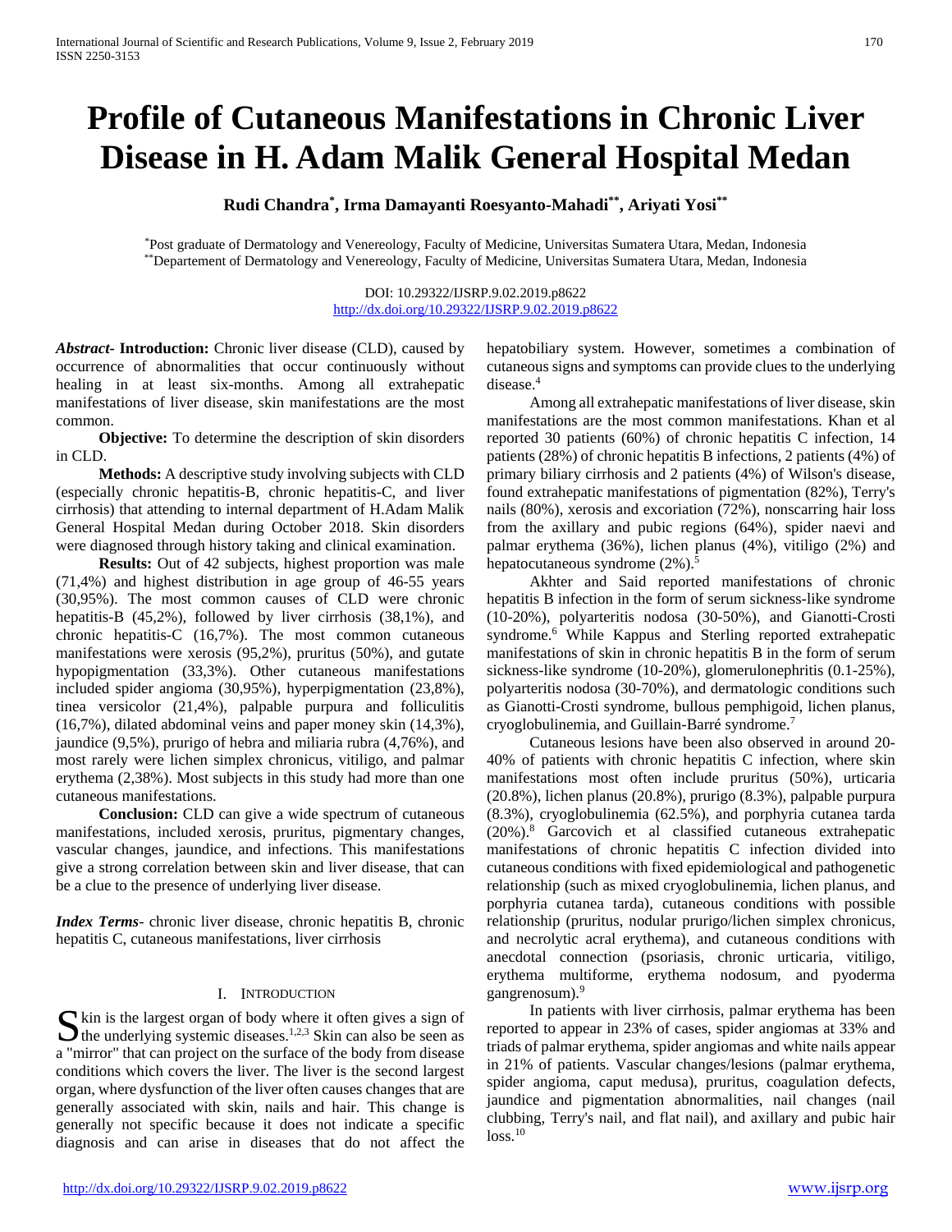# Profile of Cutaneous Manifestations in Chronic Liver Disease in H. Adam Malik General Hospital Medan

**Rudi Chandra[*], Irma Damayanti Roesyanto-Mahadi[**], Ariyati Yosi[**]**

[*]Post graduate of Dermatology and Venereology, Faculty of Medicine, Universitas Sumatera Utara, Medan, Indonesia
[**]Departement of Dermatology and Venereology, Faculty of Medicine, Universitas Sumatera Utara, Medan, Indonesia

DOI: 10.29322/IJSRP.9.02.2019.p8622
http://dx.doi.org/10.29322/IJSRP.9.02.2019.p8622

***Abstract*- Introduction:** Chronic liver disease (CLD), caused by occurrence of abnormalities that occur continuously without healing in at least six-months. Among all extrahepatic manifestations of liver disease, skin manifestations are the most common.

**Objective:** To determine the description of skin disorders in CLD.

**Methods:** A descriptive study involving subjects with CLD (especially chronic hepatitis-B, chronic hepatitis-C, and liver cirrhosis) that attending to internal department of H.Adam Malik General Hospital Medan during October 2018. Skin disorders were diagnosed through history taking and clinical examination.

**Results:** Out of 42 subjects, highest proportion was male (71,4%) and highest distribution in age group of 46-55 years (30,95%). The most common causes of CLD were chronic hepatitis-B (45,2%), followed by liver cirrhosis (38,1%), and chronic hepatitis-C (16,7%). The most common cutaneous manifestations were xerosis (95,2%), pruritus (50%), and gutate hypopigmentation (33,3%). Other cutaneous manifestations included spider angioma (30,95%), hyperpigmentation (23,8%), tinea versicolor (21,4%), palpable purpura and folliculitis (16,7%), dilated abdominal veins and paper money skin (14,3%), jaundice (9,5%), prurigo of hebra and miliaria rubra (4,76%), and most rarely were lichen simplex chronicus, vitiligo, and palmar erythema (2,38%). Most subjects in this study had more than one cutaneous manifestations.

**Conclusion:** CLD can give a wide spectrum of cutaneous manifestations, included xerosis, pruritus, pigmentary changes, vascular changes, jaundice, and infections. This manifestations give a strong correlation between skin and liver disease, that can be a clue to the presence of underlying liver disease.

***Index Terms*-** chronic liver disease, chronic hepatitis B, chronic hepatitis C, cutaneous manifestations, liver cirrhosis

## I. Introduction

Skin is the largest organ of body where it often gives a sign of the underlying systemic diseases.[1,2,3] Skin can also be seen as a "mirror" that can project on the surface of the body from disease conditions which covers the liver. The liver is the second largest organ, where dysfunction of the liver often causes changes that are generally associated with skin, nails and hair. This change is generally not specific because it does not indicate a specific diagnosis and can arise in diseases that do not affect the hepatobiliary system. However, sometimes a combination of cutaneous signs and symptoms can provide clues to the underlying disease.[4]

Among all extrahepatic manifestations of liver disease, skin manifestations are the most common manifestations. Khan et al reported 30 patients (60%) of chronic hepatitis C infection, 14 patients (28%) of chronic hepatitis B infections, 2 patients (4%) of primary biliary cirrhosis and 2 patients (4%) of Wilson's disease, found extrahepatic manifestations of pigmentation (82%), Terry's nails (80%), xerosis and excoriation (72%), nonscarring hair loss from the axillary and pubic regions (64%), spider naevi and palmar erythema (36%), lichen planus (4%), vitiligo (2%) and hepatocutaneous syndrome (2%).[5]

Akhter and Said reported manifestations of chronic hepatitis B infection in the form of serum sickness-like syndrome (10-20%), polyarteritis nodosa (30-50%), and Gianotti-Crosti syndrome.[6] While Kappus and Sterling reported extrahepatic manifestations of skin in chronic hepatitis B in the form of serum sickness-like syndrome (10-20%), glomerulonephritis (0.1-25%), polyarteritis nodosa (30-70%), and dermatologic conditions such as Gianotti-Crosti syndrome, bullous pemphigoid, lichen planus, cryoglobulinemia, and Guillain-Barré syndrome.[7]

Cutaneous lesions have been also observed in around 20-40% of patients with chronic hepatitis C infection, where skin manifestations most often include pruritus (50%), urticaria (20.8%), lichen planus (20.8%), prurigo (8.3%), palpable purpura (8.3%), cryoglobulinemia (62.5%), and porphyria cutanea tarda (20%).[8] Garcovich et al classified cutaneous extrahepatic manifestations of chronic hepatitis C infection divided into cutaneous conditions with fixed epidemiological and pathogenetic relationship (such as mixed cryoglobulinemia, lichen planus, and porphyria cutanea tarda), cutaneous conditions with possible relationship (pruritus, nodular prurigo/lichen simplex chronicus, and necrolytic acral erythema), and cutaneous conditions with anecdotal connection (psoriasis, chronic urticaria, vitiligo, erythema multiforme, erythema nodosum, and pyoderma gangrenosum).[9]

In patients with liver cirrhosis, palmar erythema has been reported to appear in 23% of cases, spider angiomas at 33% and triads of palmar erythema, spider angiomas and white nails appear in 21% of patients. Vascular changes/lesions (palmar erythema, spider angioma, caput medusa), pruritus, coagulation defects, jaundice and pigmentation abnormalities, nail changes (nail clubbing, Terry's nail, and flat nail), and axillary and pubic hair loss.[10]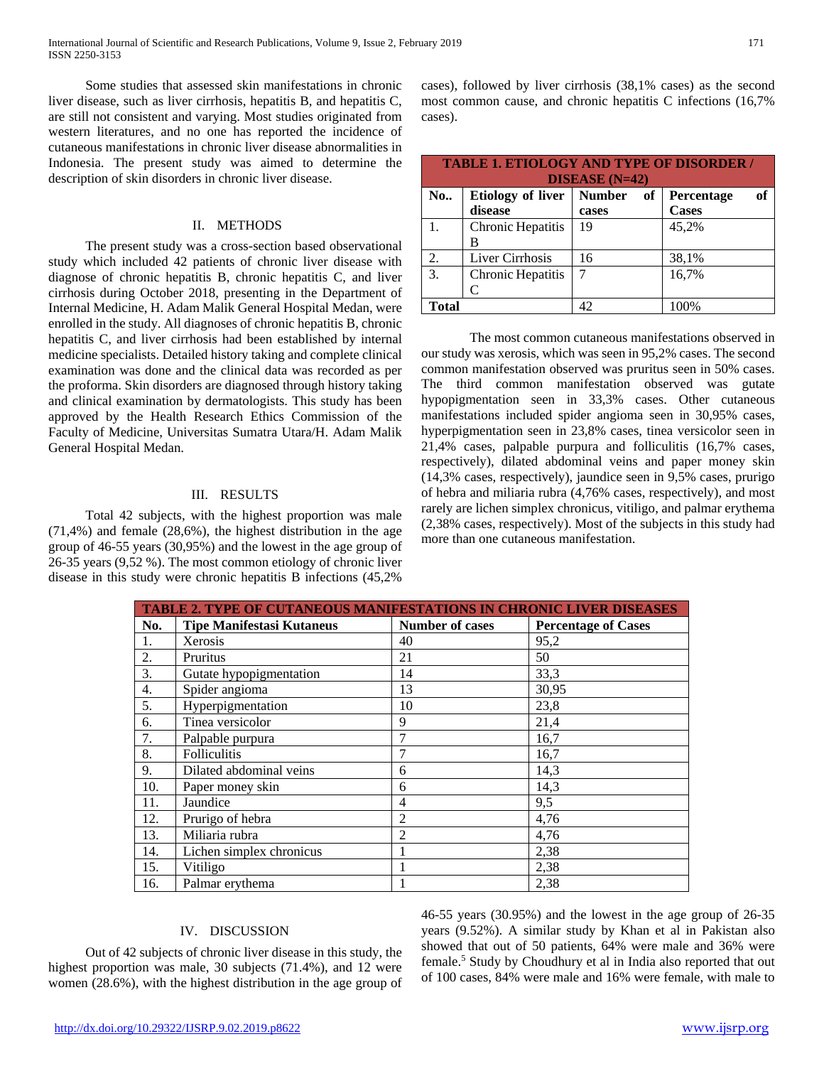Some studies that assessed skin manifestations in chronic liver disease, such as liver cirrhosis, hepatitis B, and hepatitis C, are still not consistent and varying. Most studies originated from western literatures, and no one has reported the incidence of cutaneous manifestations in chronic liver disease abnormalities in Indonesia. The present study was aimed to determine the description of skin disorders in chronic liver disease.

## II. METHODS

The present study was a cross-section based observational study which included 42 patients of chronic liver disease with diagnose of chronic hepatitis B, chronic hepatitis C, and liver cirrhosis during October 2018, presenting in the Department of Internal Medicine, H. Adam Malik General Hospital Medan, were enrolled in the study. All diagnoses of chronic hepatitis B, chronic hepatitis C, and liver cirrhosis had been established by internal medicine specialists. Detailed history taking and complete clinical examination was done and the clinical data was recorded as per the proforma. Skin disorders are diagnosed through history taking and clinical examination by dermatologists. This study has been approved by the Health Research Ethics Commission of the Faculty of Medicine, Universitas Sumatra Utara/H. Adam Malik General Hospital Medan.

## III. RESULTS

Total 42 subjects, with the highest proportion was male (71,4%) and female (28,6%), the highest distribution in the age group of 46-55 years (30,95%) and the lowest in the age group of 26-35 years (9,52 %). The most common etiology of chronic liver disease in this study were chronic hepatitis B infections (45,2% cases), followed by liver cirrhosis (38,1% cases) as the second most common cause, and chronic hepatitis C infections (16,7% cases).

**TABLE 1. ETIOLOGY AND TYPE OF DISORDER / DISEASE (N=42)**

| No.. | Etiology of liver disease | Number of cases | Percentage of Cases |
|---|---|---|---|
| 1. | Chronic Hepatitis B | 19 | 45,2% |
| 2. | Liver Cirrhosis | 16 | 38,1% |
| 3. | Chronic Hepatitis C | 7 | 16,7% |
| **Total** | | 42 | 100% |

The most common cutaneous manifestations observed in our study was xerosis, which was seen in 95,2% cases. The second common manifestation observed was pruritus seen in 50% cases. The third common manifestation observed was gutate hypopigmentation seen in 33,3% cases. Other cutaneous manifestations included spider angioma seen in 30,95% cases, hyperpigmentation seen in 23,8% cases, tinea versicolor seen in 21,4% cases, palpable purpura and folliculitis (16,7% cases, respectively), dilated abdominal veins and paper money skin (14,3% cases, respectively), jaundice seen in 9,5% cases, prurigo of hebra and miliaria rubra (4,76% cases, respectively), and most rarely are lichen simplex chronicus, vitiligo, and palmar erythema (2,38% cases, respectively). Most of the subjects in this study had more than one cutaneous manifestation.

**TABLE 2. TYPE OF CUTANEOUS MANIFESTATIONS IN CHRONIC LIVER DISEASES**

| No. | Tipe Manifestasi Kutaneus | Number of cases | Percentage of Cases |
|---|---|---|---|
| 1. | Xerosis | 40 | 95,2 |
| 2. | Pruritus | 21 | 50 |
| 3. | Gutate hypopigmentation | 14 | 33,3 |
| 4. | Spider angioma | 13 | 30,95 |
| 5. | Hyperpigmentation | 10 | 23,8 |
| 6. | Tinea versicolor | 9 | 21,4 |
| 7. | Palpable purpura | 7 | 16,7 |
| 8. | Folliculitis | 7 | 16,7 |
| 9. | Dilated abdominal veins | 6 | 14,3 |
| 10. | Paper money skin | 6 | 14,3 |
| 11. | Jaundice | 4 | 9,5 |
| 12. | Prurigo of hebra | 2 | 4,76 |
| 13. | Miliaria rubra | 2 | 4,76 |
| 14. | Lichen simplex chronicus | 1 | 2,38 |
| 15. | Vitiligo | 1 | 2,38 |
| 16. | Palmar erythema | 1 | 2,38 |

## IV. DISCUSSION

Out of 42 subjects of chronic liver disease in this study, the highest proportion was male, 30 subjects (71.4%), and 12 were women (28.6%), with the highest distribution in the age group of 46-55 years (30.95%) and the lowest in the age group of 26-35 years (9.52%). A similar study by Khan et al in Pakistan also showed that out of 50 patients, 64% were male and 36% were female.[5] Study by Choudhury et al in India also reported that out of 100 cases, 84% were male and 16% were female, with male to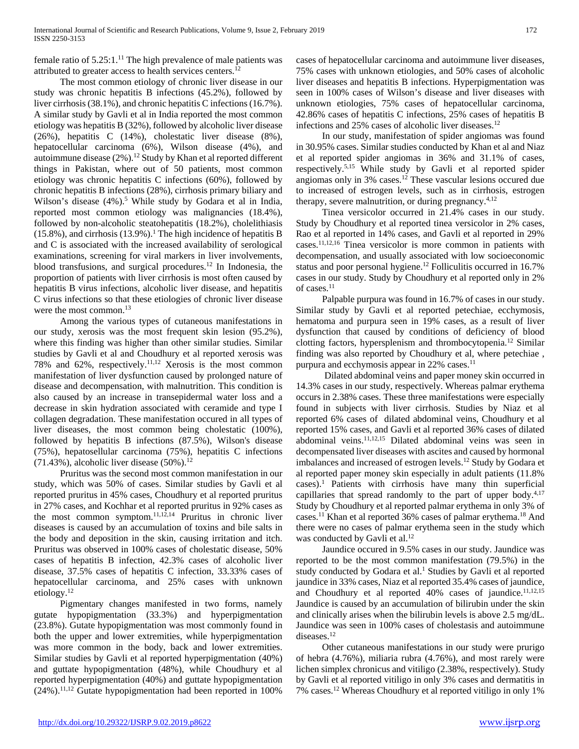female ratio of 5.25:1.[11] The high prevalence of male patients was attributed to greater access to health services centers.[12]

The most common etiology of chronic liver disease in our study was chronic hepatitis B infections (45.2%), followed by liver cirrhosis (38.1%), and chronic hepatitis C infections (16.7%). A similar study by Gavli et al in India reported the most common etiology was hepatitis B (32%), followed by alcoholic liver disease (26%), hepatitis C (14%), cholestatic liver disease (8%), hepatocellular carcinoma (6%), Wilson disease (4%), and autoimmune disease (2%).[12] Study by Khan et al reported different things in Pakistan, where out of 50 patients, most common etiology was chronic hepatitis C infections (60%), followed by chronic hepatitis B infections (28%), cirrhosis primary biliary and Wilson's disease (4%).[5] While study by Godara et al in India, reported most common etiology was malignancies (18.4%), followed by non-alcoholic steatohepatitis (18.2%), cholelithiasis (15.8%), and cirrhosis (13.9%).[1] The high incidence of hepatitis B and C is associated with the increased availability of serological examinations, screening for viral markers in liver involvements, blood transfusions, and surgical procedures.[12] In Indonesia, the proportion of patients with liver cirrhosis is most often caused by hepatitis B virus infections, alcoholic liver disease, and hepatitis C virus infections so that these etiologies of chronic liver disease were the most common.[13]

Among the various types of cutaneous manifestations in our study, xerosis was the most frequent skin lesion (95.2%), where this finding was higher than other similar studies. Similar studies by Gavli et al and Choudhury et al reported xerosis was 78% and 62%, respectively.[11,12] Xerosis is the most common manifestation of liver dysfunction caused by prolonged nature of disease and decompensation, with malnutrition. This condition is also caused by an increase in transepidermal water loss and a decrease in skin hydration associated with ceramide and type I collagen degradation. These manifestation occured in all types of liver diseases, the most common being cholestatic (100%), followed by hepatitis B infections (87.5%), Wilson's disease (75%), hepatosellular carcinoma (75%), hepatitis C infections (71.43%), alcoholic liver disease (50%).[12]

Pruritus was the second most common manifestation in our study, which was 50% of cases. Similar studies by Gavli et al reported pruritus in 45% cases, Choudhury et al reported pruritus in 27% cases, and Kochhar et al reported pruritus in 92% cases as the most common symptom.[11,12,14] Pruritus in chronic liver diseases is caused by an accumulation of toxins and bile salts in the body and deposition in the skin, causing irritation and itch. Pruritus was observed in 100% cases of cholestatic disease, 50% cases of hepatitis B infection, 42.3% cases of alcoholic liver disease, 37.5% cases of hepatitis C infection, 33.33% cases of hepatocellular carcinoma, and 25% cases with unknown etiology.[12]

Pigmentary changes manifested in two forms, namely gutate hypopigmentation (33.3%) and hyperpigmentation (23.8%). Gutate hypopigmentation was most commonly found in both the upper and lower extremities, while hyperpigmentation was more common in the body, back and lower extremities. Similar studies by Gavli et al reported hyperpigmentation (40%) and guttate hypopigmentation (48%), while Choudhury et al reported hyperpigmentation (40%) and guttate hypopigmentation (24%).[11,12] Gutate hypopigmentation had been reported in 100% cases of hepatocellular carcinoma and autoimmune liver diseases, 75% cases with unknown etiologies, and 50% cases of alcoholic liver diseases and hepatitis B infections. Hyperpigmentation was seen in 100% cases of Wilson's disease and liver diseases with unknown etiologies, 75% cases of hepatocellular carcinoma, 42.86% cases of hepatitis C infections, 25% cases of hepatitis B infections and 25% cases of alcoholic liver diseases.[12]

In our study, manifestation of spider angiomas was found in 30.95% cases. Similar studies conducted by Khan et al and Niaz et al reported spider angiomas in 36% and 31.1% of cases, respectively.[5,15] While study by Gavli et al reported spider angiomas only in 3% cases.[12] These vascular lesions occured due to increased of estrogen levels, such as in cirrhosis, estrogen therapy, severe malnutrition, or during pregnancy.[4,12]

Tinea versicolor occurred in 21.4% cases in our study. Study by Choudhury et al reported tinea versicolor in 2% cases, Rao et al reported in 14% cases, and Gavli et al reported in 29% cases.[11,12,16] Tinea versicolor is more common in patients with decompensation, and usually associated with low socioeconomic status and poor personal hygiene.[12] Folliculitis occurred in 16.7% cases in our study. Study by Choudhury et al reported only in 2% of cases.[11]

Palpable purpura was found in 16.7% of cases in our study. Similar study by Gavli et al reported petechiae, ecchymosis, hematoma and purpura seen in 19% cases, as a result of liver dysfunction that caused by conditions of deficiency of blood clotting factors, hypersplenism and thrombocytopenia.[12] Similar finding was also reported by Choudhury et al, where petechiae , purpura and ecchymosis appear in 22% cases.[11]

Dilated abdominal veins and paper money skin occurred in 14.3% cases in our study, respectively. Whereas palmar erythema occurs in 2.38% cases. These three manifestations were especially found in subjects with liver cirrhosis. Studies by Niaz et al reported 6% cases of dilated abdominal veins, Choudhury et al reported 15% cases, and Gavli et al reported 36% cases of dilated abdominal veins.[11,12,15] Dilated abdominal veins was seen in decompensated liver diseases with ascites and caused by hormonal imbalances and increased of estrogen levels.[12] Study by Godara et al reported paper money skin especially in adult patients (11.8% cases).[1] Patients with cirrhosis have many thin superficial capillaries that spread randomly to the part of upper body.[4,17] Study by Choudhury et al reported palmar erythema in only 3% of cases.[11] Khan et al reported 36% cases of palmar erythema.[18] And there were no cases of palmar erythema seen in the study which was conducted by Gavli et al.[12]

Jaundice occured in 9.5% cases in our study. Jaundice was reported to be the most common manifestation (79.5%) in the study conducted by Godara et al.[1] Studies by Gavli et al reported jaundice in 33% cases, Niaz et al reported 35.4% cases of jaundice, and Choudhury et al reported 40% cases of jaundice.[11,12,15] Jaundice is caused by an accumulation of bilirubin under the skin and clinically arises when the bilirubin levels is above 2.5 mg/dL. Jaundice was seen in 100% cases of cholestasis and autoimmune diseases.[12]

Other cutaneous manifestations in our study were prurigo of hebra (4.76%), miliaria rubra (4.76%), and most rarely were lichen simplex chronicus and vitiligo (2.38%, respectively). Study by Gavli et al reported vitiligo in only 3% cases and dermatitis in 7% cases.[12] Whereas Choudhury et al reported vitiligo in only 1%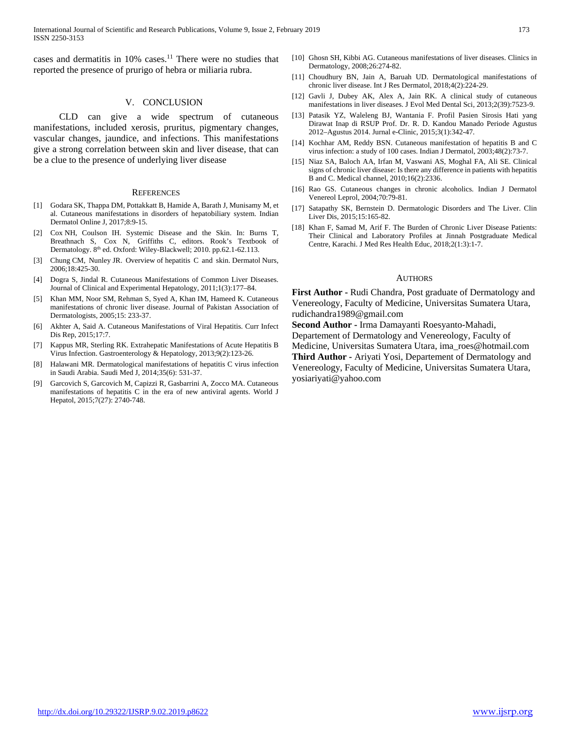cases and dermatitis in 10% cases.[11] There were no studies that reported the presence of prurigo of hebra or miliaria rubra.

## V. CONCLUSION

CLD can give a wide spectrum of cutaneous manifestations, included xerosis, pruritus, pigmentary changes, vascular changes, jaundice, and infections. This manifestations give a strong correlation between skin and liver disease, that can be a clue to the presence of underlying liver disease

## REFERENCES

[1] Godara SK, Thappa DM, Pottakkatt B, Hamide A, Barath J, Munisamy M, et al. Cutaneous manifestations in disorders of hepatobiliary system. Indian Dermatol Online J, 2017;8:9-15.

[2] Cox NH, Coulson IH. Systemic Disease and the Skin. In: Burns T, Breathnach S, Cox N, Griffiths C, editors. Rook's Textbook of Dermatology. 8th ed. Oxford: Wiley-Blackwell; 2010. pp.62.1-62.113.

[3] Chung CM, Nunley JR. Overview of hepatitis C and skin. Dermatol Nurs, 2006;18:425-30.

[4] Dogra S, Jindal R. Cutaneous Manifestations of Common Liver Diseases. Journal of Clinical and Experimental Hepatology, 2011;1(3):177–84.

[5] Khan MM, Noor SM, Rehman S, Syed A, Khan IM, Hameed K. Cutaneous manifestations of chronic liver disease. Journal of Pakistan Association of Dermatologists, 2005;15: 233-37.

[6] Akhter A, Said A. Cutaneous Manifestations of Viral Hepatitis. Curr Infect Dis Rep, 2015;17:7.

[7] Kappus MR, Sterling RK. Extrahepatic Manifestations of Acute Hepatitis B Virus Infection. Gastroenterology & Hepatology, 2013;9(2):123-26.

[8] Halawani MR. Dermatological manifestations of hepatitis C virus infection in Saudi Arabia. Saudi Med J, 2014;35(6): 531-37.

[9] Garcovich S, Garcovich M, Capizzi R, Gasbarrini A, Zocco MA. Cutaneous manifestations of hepatitis C in the era of new antiviral agents. World J Hepatol, 2015;7(27): 2740-748.

[10] Ghosn SH, Kibbi AG. Cutaneous manifestations of liver diseases. Clinics in Dermatology, 2008;26:274-82.

[11] Choudhury BN, Jain A, Baruah UD. Dermatological manifestations of chronic liver disease. Int J Res Dermatol, 2018;4(2):224-29.

[12] Gavli J, Dubey AK, Alex A, Jain RK. A clinical study of cutaneous manifestations in liver diseases. J Evol Med Dental Sci, 2013;2(39):7523-9.

[13] Patasik YZ, Waleleng BJ, Wantania F. Profil Pasien Sirosis Hati yang Dirawat Inap di RSUP Prof. Dr. R. D. Kandou Manado Periode Agustus 2012–Agustus 2014. Jurnal e-Clinic, 2015;3(1):342-47.

[14] Kochhar AM, Reddy BSN. Cutaneous manifestation of hepatitis B and C virus infection: a study of 100 cases. Indian J Dermatol, 2003;48(2):73-7.

[15] Niaz SA, Baloch AA, Irfan M, Vaswani AS, Moghal FA, Ali SE. Clinical signs of chronic liver disease: Is there any difference in patients with hepatitis B and C. Medical channel, 2010;16(2):2336.

[16] Rao GS. Cutaneous changes in chronic alcoholics. Indian J Dermatol Venereol Leprol, 2004;70:79-81.

[17] Satapathy SK, Bernstein D. Dermatologic Disorders and The Liver. Clin Liver Dis, 2015;15:165-82.

[18] Khan F, Samad M, Arif F. The Burden of Chronic Liver Disease Patients: Their Clinical and Laboratory Profiles at Jinnah Postgraduate Medical Centre, Karachi. J Med Res Health Educ, 2018;2(1:3):1-7.

## AUTHORS

**First Author -** Rudi Chandra, Post graduate of Dermatology and Venereology, Faculty of Medicine, Universitas Sumatera Utara, rudichandra1989@gmail.com

**Second Author -** Irma Damayanti Roesyanto-Mahadi, Departement of Dermatology and Venereology, Faculty of Medicine, Universitas Sumatera Utara, ima_roes@hotmail.com

**Third Author -** Ariyati Yosi, Departement of Dermatology and Venereology, Faculty of Medicine, Universitas Sumatera Utara, yosiariyati@yahoo.com